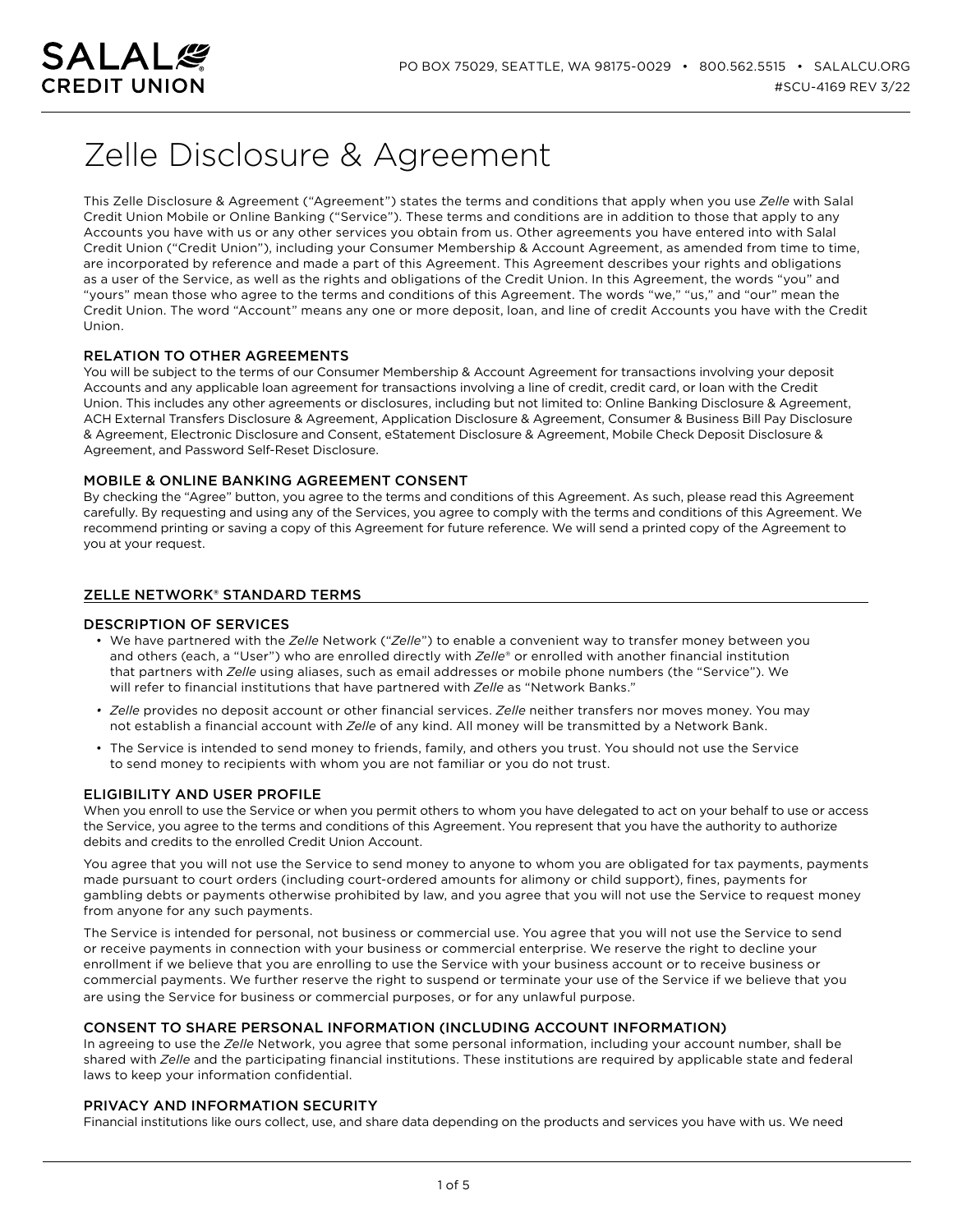# Zelle Disclosure & Agreement

This Zelle Disclosure & Agreement ("Agreement") states the terms and conditions that apply when you use *Zelle* with Salal Credit Union Mobile or Online Banking ("Service"). These terms and conditions are in addition to those that apply to any Accounts you have with us or any other services you obtain from us. Other agreements you have entered into with Salal Credit Union ("Credit Union"), including your Consumer Membership & Account Agreement, as amended from time to time, are incorporated by reference and made a part of this Agreement. This Agreement describes your rights and obligations as a user of the Service, as well as the rights and obligations of the Credit Union. In this Agreement, the words "you" and "yours" mean those who agree to the terms and conditions of this Agreement. The words "we," "us," and "our" mean the Credit Union. The word "Account" means any one or more deposit, loan, and line of credit Accounts you have with the Credit Union.

### RELATION TO OTHER AGREEMENTS

You will be subject to the terms of our Consumer Membership & Account Agreement for transactions involving your deposit Accounts and any applicable loan agreement for transactions involving a line of credit, credit card, or loan with the Credit Union. This includes any other agreements or disclosures, including but not limited to: Online Banking Disclosure & Agreement, ACH External Transfers Disclosure & Agreement, Application Disclosure & Agreement, Consumer & Business Bill Pay Disclosure & Agreement, Electronic Disclosure and Consent, eStatement Disclosure & Agreement, Mobile Check Deposit Disclosure & Agreement, and Password Self-Reset Disclosure.

### MOBILE & ONLINE BANKING AGREEMENT CONSENT

By checking the "Agree" button, you agree to the terms and conditions of this Agreement. As such, please read this Agreement carefully. By requesting and using any of the Services, you agree to comply with the terms and conditions of this Agreement. We recommend printing or saving a copy of this Agreement for future reference. We will send a printed copy of the Agreement to you at your request.

## ZELLE NETWORK® STANDARD TERMS

### DESCRIPTION OF SERVICES

- We have partnered with the *Zelle* Network ("*Zelle*") to enable a convenient way to transfer money between you and others (each, a "User") who are enrolled directly with *Zelle*® or enrolled with another financial institution that partners with *Zelle* using aliases, such as email addresses or mobile phone numbers (the "Service"). We will refer to financial institutions that have partnered with *Zelle* as "Network Banks."
- *Zelle* provides no deposit account or other financial services. *Zelle* neither transfers nor moves money. You may not establish a financial account with *Zelle* of any kind. All money will be transmitted by a Network Bank.
- The Service is intended to send money to friends, family, and others you trust. You should not use the Service to send money to recipients with whom you are not familiar or you do not trust.

### ELIGIBILITY AND USER PROFILE

When you enroll to use the Service or when you permit others to whom you have delegated to act on your behalf to use or access the Service, you agree to the terms and conditions of this Agreement. You represent that you have the authority to authorize debits and credits to the enrolled Credit Union Account.

You agree that you will not use the Service to send money to anyone to whom you are obligated for tax payments, payments made pursuant to court orders (including court-ordered amounts for alimony or child support), fines, payments for gambling debts or payments otherwise prohibited by law, and you agree that you will not use the Service to request money from anyone for any such payments.

The Service is intended for personal, not business or commercial use. You agree that you will not use the Service to send or receive payments in connection with your business or commercial enterprise. We reserve the right to decline your enrollment if we believe that you are enrolling to use the Service with your business account or to receive business or commercial payments. We further reserve the right to suspend or terminate your use of the Service if we believe that you are using the Service for business or commercial purposes, or for any unlawful purpose.

### CONSENT TO SHARE PERSONAL INFORMATION (INCLUDING ACCOUNT INFORMATION)

In agreeing to use the *Zelle* Network, you agree that some personal information, including your account number, shall be shared with *Zelle* and the participating financial institutions. These institutions are required by applicable state and federal laws to keep your information confidential.

### PRIVACY AND INFORMATION SECURITY

Financial institutions like ours collect, use, and share data depending on the products and services you have with us. We need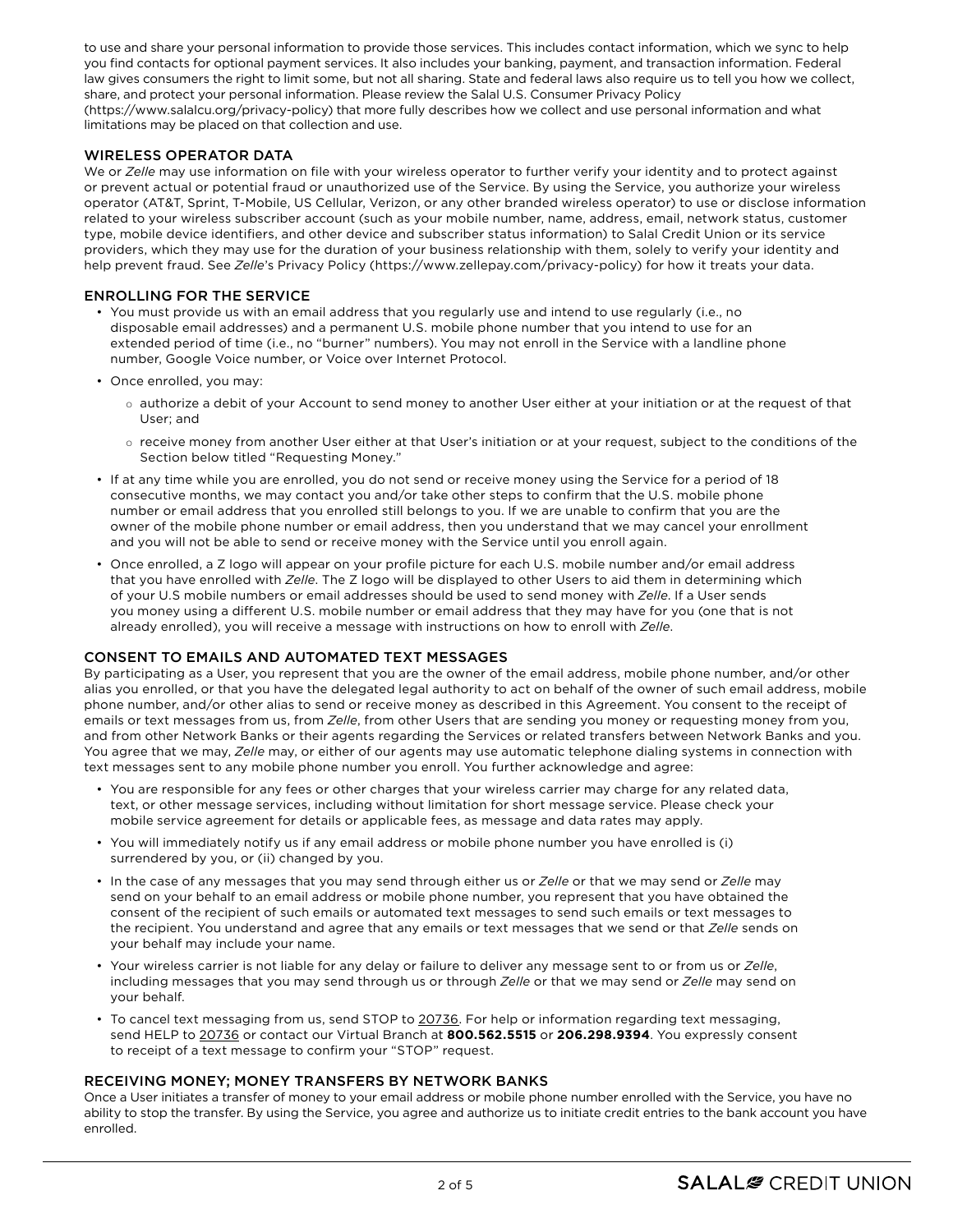to use and share your personal information to provide those services. This includes contact information, which we sync to help you find contacts for optional payment services. It also includes your banking, payment, and transaction information. Federal law gives consumers the right to limit some, but not all sharing. State and federal laws also require us to tell you how we collect, share, and protect your personal information. Please review the Salal U.S. Consumer Privacy Policy (https://www.salalcu.org/privacy-policy) that more fully describes how we collect and use personal information and what limitations may be placed on that collection and use.

## WIRELESS OPERATOR DATA

We or *Zelle* may use information on file with your wireless operator to further verify your identity and to protect against or prevent actual or potential fraud or unauthorized use of the Service. By using the Service, you authorize your wireless operator (AT&T, Sprint, T-Mobile, US Cellular, Verizon, or any other branded wireless operator) to use or disclose information related to your wireless subscriber account (such as your mobile number, name, address, email, network status, customer type, mobile device identifiers, and other device and subscriber status information) to Salal Credit Union or its service providers, which they may use for the duration of your business relationship with them, solely to verify your identity and help prevent fraud. See *Zelle*'s Privacy Policy (https://www.zellepay.com/privacy-policy) for how it treats your data.

## ENROLLING FOR THE SERVICE

- You must provide us with an email address that you regularly use and intend to use regularly (i.e., no disposable email addresses) and a permanent U.S. mobile phone number that you intend to use for an extended period of time (i.e., no "burner" numbers). You may not enroll in the Service with a landline phone number, Google Voice number, or Voice over Internet Protocol.
- Once enrolled, you may:
  - authorize a debit of your Account to send money to another User either at your initiation or at the request of that User; and
  - receive money from another User either at that User's initiation or at your request, subject to the conditions of the Section below titled "Requesting Money."
- If at any time while you are enrolled, you do not send or receive money using the Service for a period of 18 consecutive months, we may contact you and/or take other steps to confirm that the U.S. mobile phone number or email address that you enrolled still belongs to you. If we are unable to confirm that you are the owner of the mobile phone number or email address, then you understand that we may cancel your enrollment and you will not be able to send or receive money with the Service until you enroll again.
- Once enrolled, a Z logo will appear on your profile picture for each U.S. mobile number and/or email address that you have enrolled with *Zelle*. The Z logo will be displayed to other Users to aid them in determining which of your U.S mobile numbers or email addresses should be used to send money with *Zelle*. If a User sends you money using a different U.S. mobile number or email address that they may have for you (one that is not already enrolled), you will receive a message with instructions on how to enroll with *Zelle*.

## CONSENT TO EMAILS AND AUTOMATED TEXT MESSAGES

By participating as a User, you represent that you are the owner of the email address, mobile phone number, and/or other alias you enrolled, or that you have the delegated legal authority to act on behalf of the owner of such email address, mobile phone number, and/or other alias to send or receive money as described in this Agreement. You consent to the receipt of emails or text messages from us, from *Zelle*, from other Users that are sending you money or requesting money from you, and from other Network Banks or their agents regarding the Services or related transfers between Network Banks and you. You agree that we may, *Zelle* may, or either of our agents may use automatic telephone dialing systems in connection with text messages sent to any mobile phone number you enroll. You further acknowledge and agree:

- You are responsible for any fees or other charges that your wireless carrier may charge for any related data, text, or other message services, including without limitation for short message service. Please check your mobile service agreement for details or applicable fees, as message and data rates may apply.
- You will immediately notify us if any email address or mobile phone number you have enrolled is (i) surrendered by you, or (ii) changed by you.
- In the case of any messages that you may send through either us or *Zelle* or that we may send or *Zelle* may send on your behalf to an email address or mobile phone number, you represent that you have obtained the consent of the recipient of such emails or automated text messages to send such emails or text messages to the recipient. You understand and agree that any emails or text messages that we send or that *Zelle* sends on your behalf may include your name.
- Your wireless carrier is not liable for any delay or failure to deliver any message sent to or from us or *Zelle*, including messages that you may send through us or through *Zelle* or that we may send or *Zelle* may send on your behalf.
- To cancel text messaging from us, send STOP to 20736. For help or information regarding text messaging, send HELP to 20736 or contact our Virtual Branch at **800.562.5515** or **206.298.9394**. You expressly consent to receipt of a text message to confirm your "STOP" request.

## RECEIVING MONEY; MONEY TRANSFERS BY NETWORK BANKS

Once a User initiates a transfer of money to your email address or mobile phone number enrolled with the Service, you have no ability to stop the transfer. By using the Service, you agree and authorize us to initiate credit entries to the bank account you have enrolled.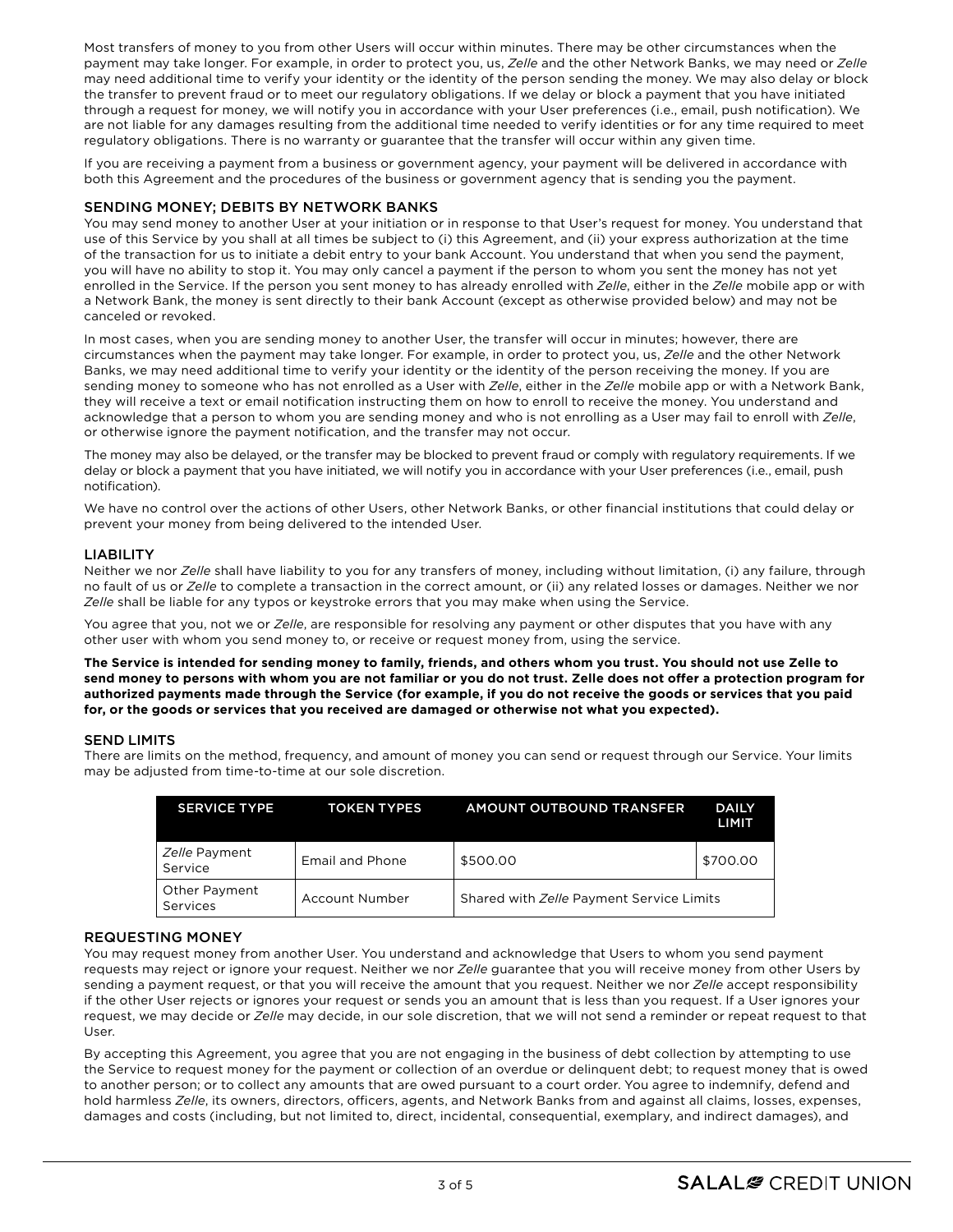Most transfers of money to you from other Users will occur within minutes. There may be other circumstances when the payment may take longer. For example, in order to protect you, us, *Zelle* and the other Network Banks, we may need or *Zelle* may need additional time to verify your identity or the identity of the person sending the money. We may also delay or block the transfer to prevent fraud or to meet our regulatory obligations. If we delay or block a payment that you have initiated through a request for money, we will notify you in accordance with your User preferences (i.e., email, push notification). We are not liable for any damages resulting from the additional time needed to verify identities or for any time required to meet regulatory obligations. There is no warranty or guarantee that the transfer will occur within any given time.

If you are receiving a payment from a business or government agency, your payment will be delivered in accordance with both this Agreement and the procedures of the business or government agency that is sending you the payment.

## SENDING MONEY; DEBITS BY NETWORK BANKS

You may send money to another User at your initiation or in response to that User's request for money. You understand that use of this Service by you shall at all times be subject to (i) this Agreement, and (ii) your express authorization at the time of the transaction for us to initiate a debit entry to your bank Account. You understand that when you send the payment, you will have no ability to stop it. You may only cancel a payment if the person to whom you sent the money has not yet enrolled in the Service. If the person you sent money to has already enrolled with *Zelle*, either in the *Zelle* mobile app or with a Network Bank, the money is sent directly to their bank Account (except as otherwise provided below) and may not be canceled or revoked.

In most cases, when you are sending money to another User, the transfer will occur in minutes; however, there are circumstances when the payment may take longer. For example, in order to protect you, us, *Zelle* and the other Network Banks, we may need additional time to verify your identity or the identity of the person receiving the money. If you are sending money to someone who has not enrolled as a User with *Zelle*, either in the *Zelle* mobile app or with a Network Bank, they will receive a text or email notification instructing them on how to enroll to receive the money. You understand and acknowledge that a person to whom you are sending money and who is not enrolling as a User may fail to enroll with *Zelle*, or otherwise ignore the payment notification, and the transfer may not occur.

The money may also be delayed, or the transfer may be blocked to prevent fraud or comply with regulatory requirements. If we delay or block a payment that you have initiated, we will notify you in accordance with your User preferences (i.e., email, push notification).

We have no control over the actions of other Users, other Network Banks, or other financial institutions that could delay or prevent your money from being delivered to the intended User.

## LIABILITY

Neither we nor *Zelle* shall have liability to you for any transfers of money, including without limitation, (i) any failure, through no fault of us or *Zelle* to complete a transaction in the correct amount, or (ii) any related losses or damages. Neither we nor *Zelle* shall be liable for any typos or keystroke errors that you may make when using the Service.

You agree that you, not we or *Zelle*, are responsible for resolving any payment or other disputes that you have with any other user with whom you send money to, or receive or request money from, using the service.

**The Service is intended for sending money to family, friends, and others whom you trust. You should not use Zelle to send money to persons with whom you are not familiar or you do not trust. Zelle does not offer a protection program for authorized payments made through the Service (for example, if you do not receive the goods or services that you paid for, or the goods or services that you received are damaged or otherwise not what you expected).**

## SEND LIMITS

There are limits on the method, frequency, and amount of money you can send or request through our Service. Your limits may be adjusted from time-to-time at our sole discretion.

| SERVICE TYPE | TOKEN TYPES | AMOUNT OUTBOUND TRANSFER | DAILY LIMIT |
| --- | --- | --- | --- |
| *Zelle* Payment Service | Email and Phone | $500.00 | $700.00 |
| Other Payment Services | Account Number | Shared with *Zelle* Payment Service Limits | |

## REQUESTING MONEY

You may request money from another User. You understand and acknowledge that Users to whom you send payment requests may reject or ignore your request. Neither we nor *Zelle* guarantee that you will receive money from other Users by sending a payment request, or that you will receive the amount that you request. Neither we nor *Zelle* accept responsibility if the other User rejects or ignores your request or sends you an amount that is less than you request. If a User ignores your request, we may decide or *Zelle* may decide, in our sole discretion, that we will not send a reminder or repeat request to that User.

By accepting this Agreement, you agree that you are not engaging in the business of debt collection by attempting to use the Service to request money for the payment or collection of an overdue or delinquent debt; to request money that is owed to another person; or to collect any amounts that are owed pursuant to a court order. You agree to indemnify, defend and hold harmless *Zelle*, its owners, directors, officers, agents, and Network Banks from and against all claims, losses, expenses, damages and costs (including, but not limited to, direct, incidental, consequential, exemplary, and indirect damages), and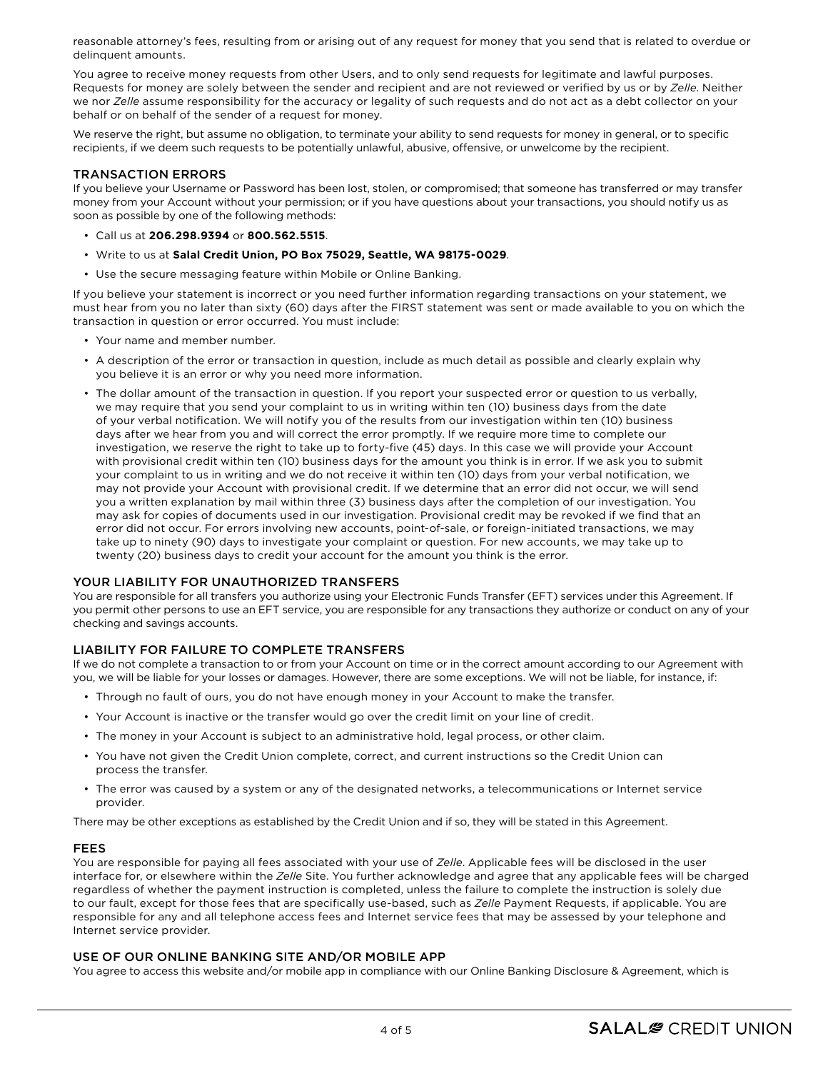reasonable attorney's fees, resulting from or arising out of any request for money that you send that is related to overdue or delinquent amounts.

You agree to receive money requests from other Users, and to only send requests for legitimate and lawful purposes. Requests for money are solely between the sender and recipient and are not reviewed or verified by us or by *Zelle*. Neither we nor *Zelle* assume responsibility for the accuracy or legality of such requests and do not act as a debt collector on your behalf or on behalf of the sender of a request for money.

We reserve the right, but assume no obligation, to terminate your ability to send requests for money in general, or to specific recipients, if we deem such requests to be potentially unlawful, abusive, offensive, or unwelcome by the recipient.

## TRANSACTION ERRORS

If you believe your Username or Password has been lost, stolen, or compromised; that someone has transferred or may transfer money from your Account without your permission; or if you have questions about your transactions, you should notify us as soon as possible by one of the following methods:

- Call us at **206.298.9394** or **800.562.5515**.
- Write to us at **Salal Credit Union, PO Box 75029, Seattle, WA 98175-0029**.
- Use the secure messaging feature within Mobile or Online Banking.

If you believe your statement is incorrect or you need further information regarding transactions on your statement, we must hear from you no later than sixty (60) days after the FIRST statement was sent or made available to you on which the transaction in question or error occurred. You must include:

- Your name and member number.
- A description of the error or transaction in question, include as much detail as possible and clearly explain why you believe it is an error or why you need more information.
- The dollar amount of the transaction in question. If you report your suspected error or question to us verbally, we may require that you send your complaint to us in writing within ten (10) business days from the date of your verbal notification. We will notify you of the results from our investigation within ten (10) business days after we hear from you and will correct the error promptly. If we require more time to complete our investigation, we reserve the right to take up to forty-five (45) days. In this case we will provide your Account with provisional credit within ten (10) business days for the amount you think is in error. If we ask you to submit your complaint to us in writing and we do not receive it within ten (10) days from your verbal notification, we may not provide your Account with provisional credit. If we determine that an error did not occur, we will send you a written explanation by mail within three (3) business days after the completion of our investigation. You may ask for copies of documents used in our investigation. Provisional credit may be revoked if we find that an error did not occur. For errors involving new accounts, point-of-sale, or foreign-initiated transactions, we may take up to ninety (90) days to investigate your complaint or question. For new accounts, we may take up to twenty (20) business days to credit your account for the amount you think is the error.

## YOUR LIABILITY FOR UNAUTHORIZED TRANSFERS

You are responsible for all transfers you authorize using your Electronic Funds Transfer (EFT) services under this Agreement. If you permit other persons to use an EFT service, you are responsible for any transactions they authorize or conduct on any of your checking and savings accounts.

## LIABILITY FOR FAILURE TO COMPLETE TRANSFERS

If we do not complete a transaction to or from your Account on time or in the correct amount according to our Agreement with you, we will be liable for your losses or damages. However, there are some exceptions. We will not be liable, for instance, if:

- Through no fault of ours, you do not have enough money in your Account to make the transfer.
- Your Account is inactive or the transfer would go over the credit limit on your line of credit.
- The money in your Account is subject to an administrative hold, legal process, or other claim.
- You have not given the Credit Union complete, correct, and current instructions so the Credit Union can process the transfer.
- The error was caused by a system or any of the designated networks, a telecommunications or Internet service provider.

There may be other exceptions as established by the Credit Union and if so, they will be stated in this Agreement.

## FEES

You are responsible for paying all fees associated with your use of *Zelle*. Applicable fees will be disclosed in the user interface for, or elsewhere within the *Zelle* Site. You further acknowledge and agree that any applicable fees will be charged regardless of whether the payment instruction is completed, unless the failure to complete the instruction is solely due to our fault, except for those fees that are specifically use-based, such as *Zelle* Payment Requests, if applicable. You are responsible for any and all telephone access fees and Internet service fees that may be assessed by your telephone and Internet service provider.

## USE OF OUR ONLINE BANKING SITE AND/OR MOBILE APP

You agree to access this website and/or mobile app in compliance with our Online Banking Disclosure & Agreement, which is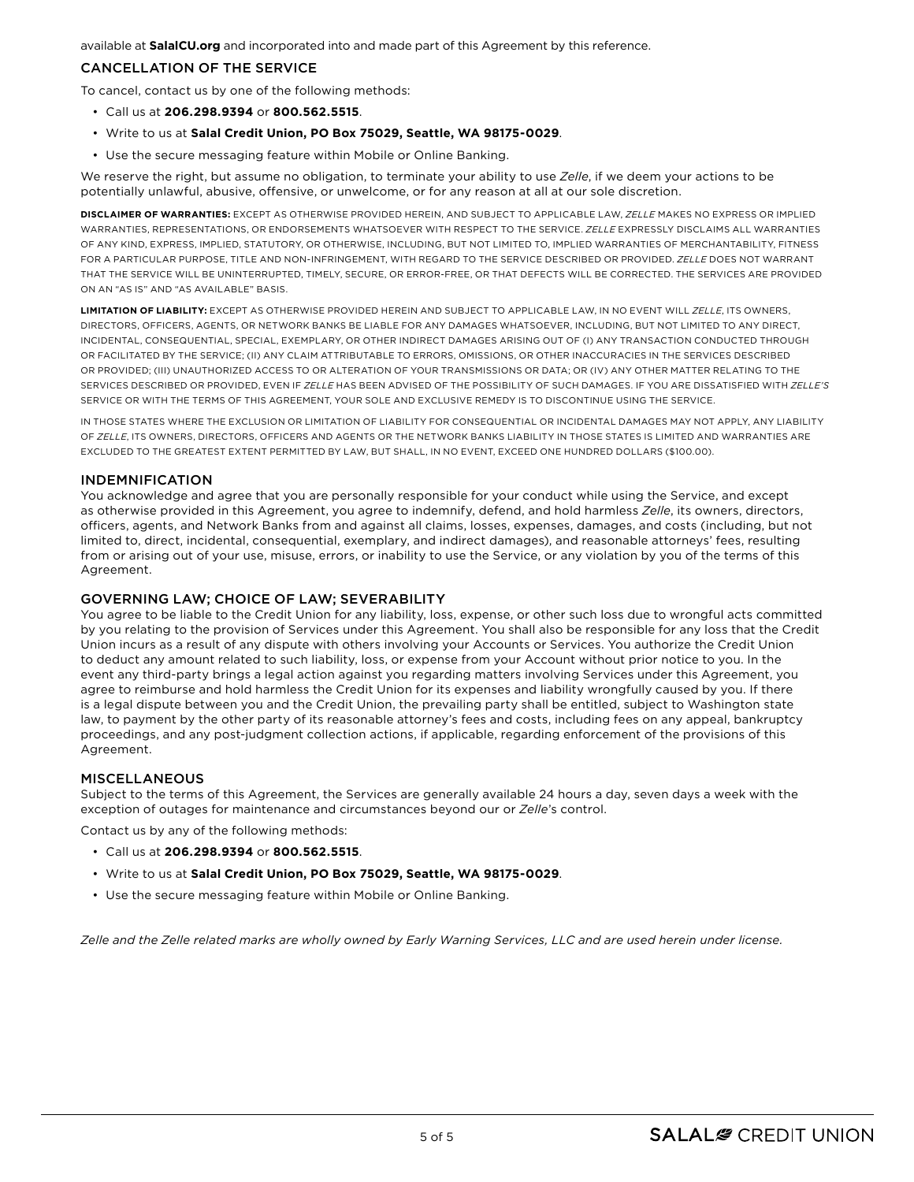available at **SalalCU.org** and incorporated into and made part of this Agreement by this reference.

## CANCELLATION OF THE SERVICE

To cancel, contact us by one of the following methods:

- Call us at **206.298.9394** or **800.562.5515**.
- Write to us at **Salal Credit Union, PO Box 75029, Seattle, WA 98175-0029**.
- Use the secure messaging feature within Mobile or Online Banking.

We reserve the right, but assume no obligation, to terminate your ability to use *Zelle*, if we deem your actions to be potentially unlawful, abusive, offensive, or unwelcome, or for any reason at all at our sole discretion.

**DISCLAIMER OF WARRANTIES:** EXCEPT AS OTHERWISE PROVIDED HEREIN, AND SUBJECT TO APPLICABLE LAW, *ZELLE* MAKES NO EXPRESS OR IMPLIED WARRANTIES, REPRESENTATIONS, OR ENDORSEMENTS WHATSOEVER WITH RESPECT TO THE SERVICE. *ZELLE* EXPRESSLY DISCLAIMS ALL WARRANTIES OF ANY KIND, EXPRESS, IMPLIED, STATUTORY, OR OTHERWISE, INCLUDING, BUT NOT LIMITED TO, IMPLIED WARRANTIES OF MERCHANTABILITY, FITNESS FOR A PARTICULAR PURPOSE, TITLE AND NON-INFRINGEMENT, WITH REGARD TO THE SERVICE DESCRIBED OR PROVIDED. *ZELLE* DOES NOT WARRANT THAT THE SERVICE WILL BE UNINTERRUPTED, TIMELY, SECURE, OR ERROR-FREE, OR THAT DEFECTS WILL BE CORRECTED. THE SERVICES ARE PROVIDED ON AN "AS IS" AND "AS AVAILABLE" BASIS.

**LIMITATION OF LIABILITY:** EXCEPT AS OTHERWISE PROVIDED HEREIN AND SUBJECT TO APPLICABLE LAW, IN NO EVENT WILL *ZELLE*, ITS OWNERS, DIRECTORS, OFFICERS, AGENTS, OR NETWORK BANKS BE LIABLE FOR ANY DAMAGES WHATSOEVER, INCLUDING, BUT NOT LIMITED TO ANY DIRECT, INCIDENTAL, CONSEQUENTIAL, SPECIAL, EXEMPLARY, OR OTHER INDIRECT DAMAGES ARISING OUT OF (I) ANY TRANSACTION CONDUCTED THROUGH OR FACILITATED BY THE SERVICE; (II) ANY CLAIM ATTRIBUTABLE TO ERRORS, OMISSIONS, OR OTHER INACCURACIES IN THE SERVICES DESCRIBED OR PROVIDED; (III) UNAUTHORIZED ACCESS TO OR ALTERATION OF YOUR TRANSMISSIONS OR DATA; OR (IV) ANY OTHER MATTER RELATING TO THE SERVICES DESCRIBED OR PROVIDED, EVEN IF *ZELLE* HAS BEEN ADVISED OF THE POSSIBILITY OF SUCH DAMAGES. IF YOU ARE DISSATISFIED WITH *ZELLE'S* SERVICE OR WITH THE TERMS OF THIS AGREEMENT, YOUR SOLE AND EXCLUSIVE REMEDY IS TO DISCONTINUE USING THE SERVICE.

IN THOSE STATES WHERE THE EXCLUSION OR LIMITATION OF LIABILITY FOR CONSEQUENTIAL OR INCIDENTAL DAMAGES MAY NOT APPLY, ANY LIABILITY OF *ZELLE*, ITS OWNERS, DIRECTORS, OFFICERS AND AGENTS OR THE NETWORK BANKS LIABILITY IN THOSE STATES IS LIMITED AND WARRANTIES ARE EXCLUDED TO THE GREATEST EXTENT PERMITTED BY LAW, BUT SHALL, IN NO EVENT, EXCEED ONE HUNDRED DOLLARS ($100.00).

## INDEMNIFICATION

You acknowledge and agree that you are personally responsible for your conduct while using the Service, and except as otherwise provided in this Agreement, you agree to indemnify, defend, and hold harmless *Zelle*, its owners, directors, officers, agents, and Network Banks from and against all claims, losses, expenses, damages, and costs (including, but not limited to, direct, incidental, consequential, exemplary, and indirect damages), and reasonable attorneys' fees, resulting from or arising out of your use, misuse, errors, or inability to use the Service, or any violation by you of the terms of this Agreement.

## GOVERNING LAW; CHOICE OF LAW; SEVERABILITY

You agree to be liable to the Credit Union for any liability, loss, expense, or other such loss due to wrongful acts committed by you relating to the provision of Services under this Agreement. You shall also be responsible for any loss that the Credit Union incurs as a result of any dispute with others involving your Accounts or Services. You authorize the Credit Union to deduct any amount related to such liability, loss, or expense from your Account without prior notice to you. In the event any third-party brings a legal action against you regarding matters involving Services under this Agreement, you agree to reimburse and hold harmless the Credit Union for its expenses and liability wrongfully caused by you. If there is a legal dispute between you and the Credit Union, the prevailing party shall be entitled, subject to Washington state law, to payment by the other party of its reasonable attorney's fees and costs, including fees on any appeal, bankruptcy proceedings, and any post-judgment collection actions, if applicable, regarding enforcement of the provisions of this Agreement.

## MISCELLANEOUS

Subject to the terms of this Agreement, the Services are generally available 24 hours a day, seven days a week with the exception of outages for maintenance and circumstances beyond our or *Zelle*'s control.

Contact us by any of the following methods:

- Call us at **206.298.9394** or **800.562.5515**.
- Write to us at **Salal Credit Union, PO Box 75029, Seattle, WA 98175-0029**.
- Use the secure messaging feature within Mobile or Online Banking.

*Zelle and the Zelle related marks are wholly owned by Early Warning Services, LLC and are used herein under license.*